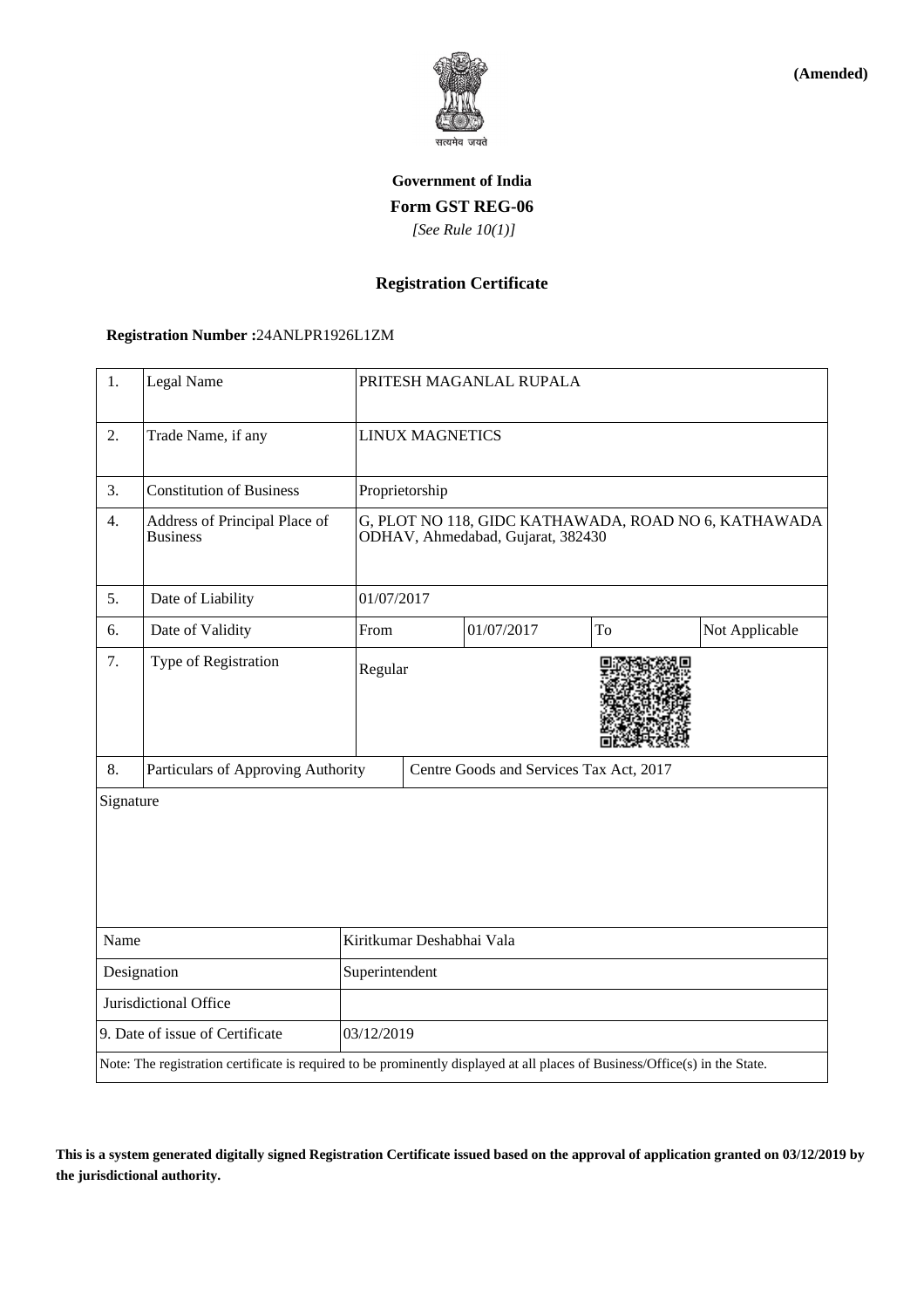**(Amended)**

सत्यमेव जयते

**Government of India**

**Form GST REG-06**

*[See Rule 10(1)]*

**Registration Certificate**

**Registration Number :**24ANLPR1926L1ZM

| 1. | Legal Name | PRITESH MAGANLAL RUPALA | | | |
|---|---|---|---|---|---|
| 2. | Trade Name, if any | LINUX MAGNETICS | | | |
| 3. | Constitution of Business | Proprietorship | | | |
| 4. | Address of Principal Place of Business | G, PLOT NO 118, GIDC KATHAWADA, ROAD NO 6, KATHAWADA ODHAV, Ahmedabad, Gujarat, 382430 | | | |
| 5. | Date of Liability | 01/07/2017 | | | |
| 6. | Date of Validity | From | 01/07/2017 | To | Not Applicable |
| 7. | Type of Registration | Regular | | | |
| 8. | Particulars of Approving Authority | Centre Goods and Services Tax Act, 2017 | | | |

Signature

| Name | Kiritkumar Deshabhai Vala |
|---|---|
| Designation | Superintendent |
| Jurisdictional Office | |
| 9. Date of issue of Certificate | 03/12/2019 |

Note: The registration certificate is required to be prominently displayed at all places of Business/Office(s) in the State.

**This is a system generated digitally signed Registration Certificate issued based on the approval of application granted on 03/12/2019 by the jurisdictional authority.**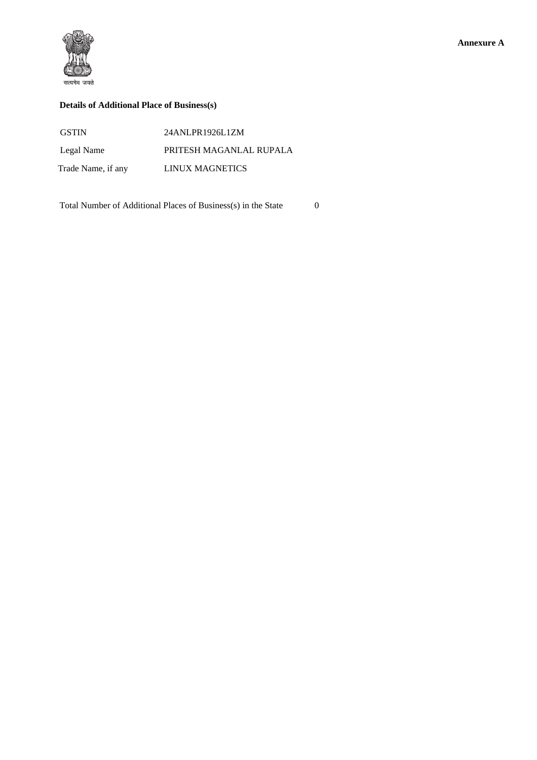**Annexure A**

सत्यमेव जयते

**Details of Additional Place of Business(s)**

| | |
|---|---|
| GSTIN | 24ANLPR1926L1ZM |
| Legal Name | PRITESH MAGANLAL RUPALA |
| Trade Name, if any | LINUX MAGNETICS |

Total Number of Additional Places of Business(s) in the State 0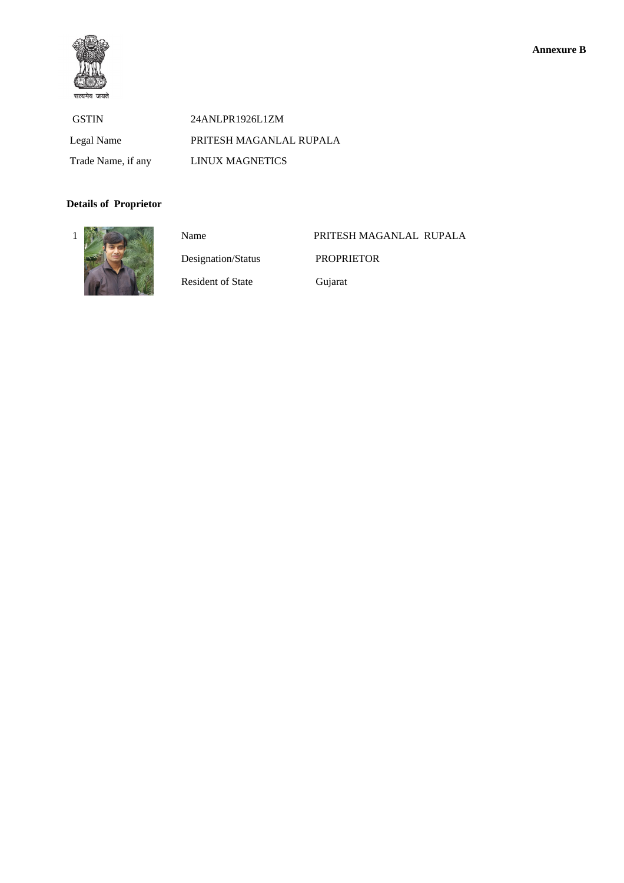**Annexure B**

सत्यमेव जयते

| | |
|---|---|
| GSTIN | 24ANLPR1926L1ZM |
| Legal Name | PRITESH MAGANLAL RUPALA |
| Trade Name, if any | LINUX MAGNETICS |

**Details of Proprietor**

| | | |
|---|---|---|
| 1 | Name | PRITESH MAGANLAL RUPALA |
| | Designation/Status | PROPRIETOR |
| | Resident of State | Gujarat |